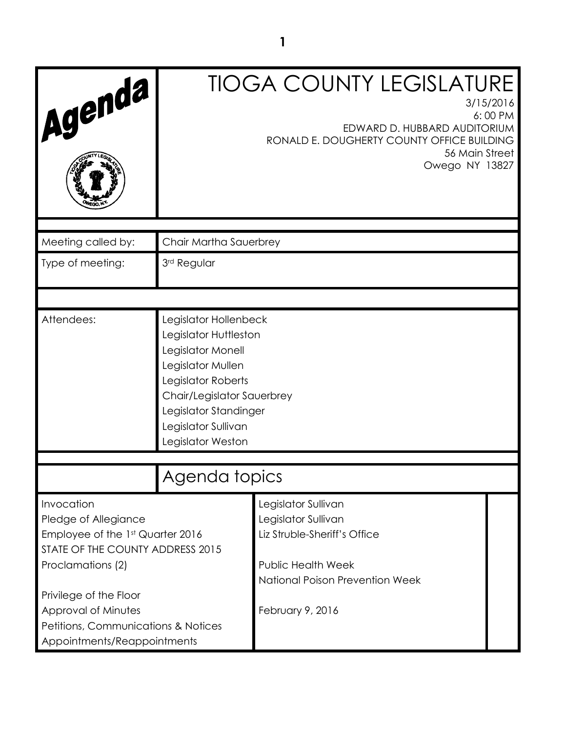# Agenda

# TIOGA COUNTY LEGISLATURE

3/15/2016
6:00 PM
EDWARD D. HUBBARD AUDITORIUM
RONALD E. DOUGHERTY COUNTY OFFICE BUILDING
56 Main Street
Owego NY 13827

| | |
|---|---|
| Meeting called by: | Chair Martha Sauerbrey |
| Type of meeting: | 3rd Regular |
| Attendees: | Legislator Hollenbeck<br>Legislator Huttleston<br>Legislator Monell<br>Legislator Mullen<br>Legislator Roberts<br>Chair/Legislator Sauerbrey<br>Legislator Standinger<br>Legislator Sullivan<br>Legislator Weston |

## Agenda topics

| | | |
|---|---|---|
| Invocation | Legislator Sullivan | |
| Pledge of Allegiance | Legislator Sullivan | |
| Employee of the 1st Quarter 2016 | Liz Struble-Sheriff's Office | |
| STATE OF THE COUNTY ADDRESS 2015 | | |
| Proclamations (2) | Public Health Week<br>National Poison Prevention Week | |
| Privilege of the Floor | | |
| Approval of Minutes | February 9, 2016 | |
| Petitions, Communications & Notices | | |
| Appointments/Reappointments | | |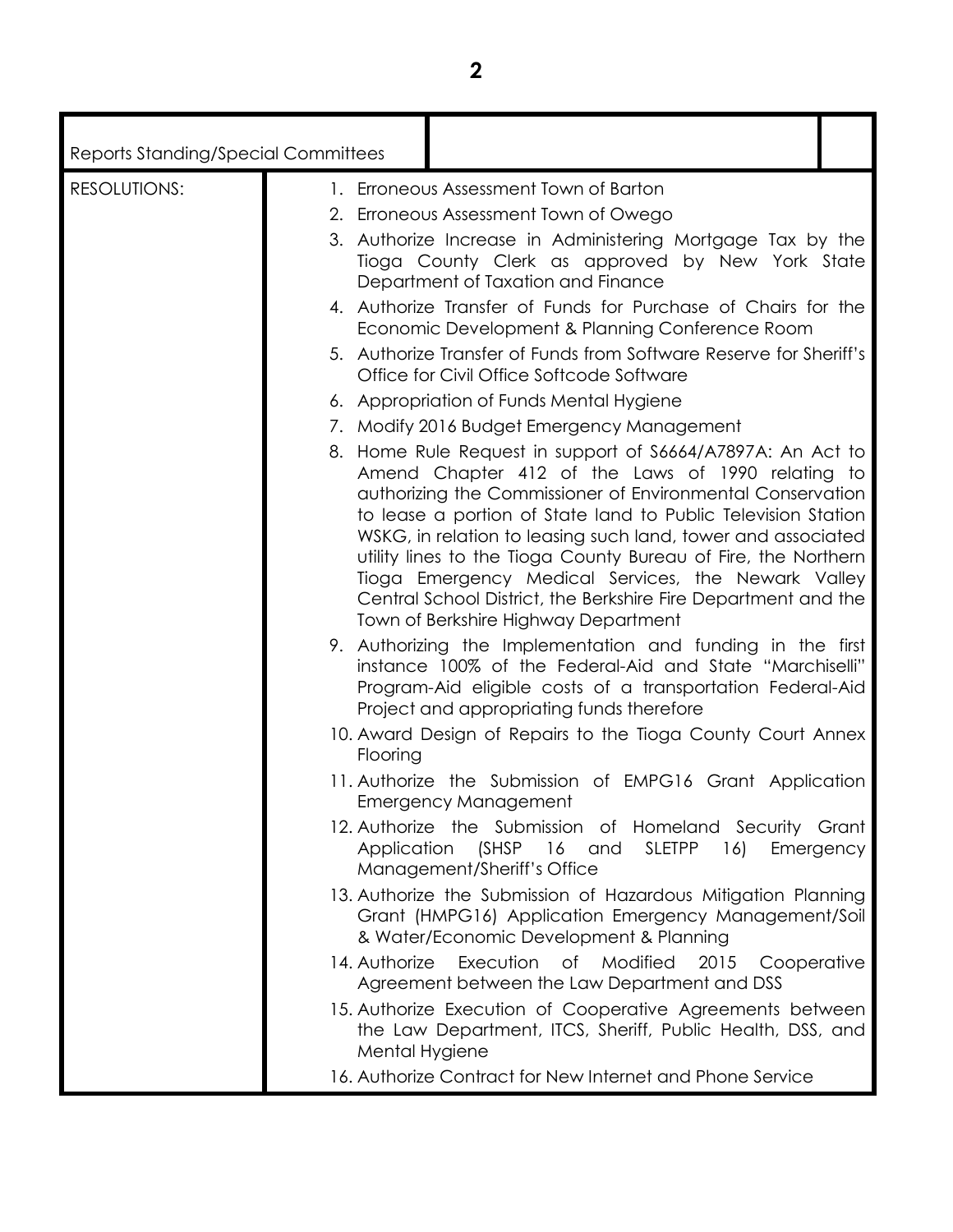| Reports Standing/Special Committees | | |
|---|---|---|
| RESOLUTIONS: | 1. Erroneous Assessment Town of Barton<br>2. Erroneous Assessment Town of Owego<br>3. Authorize Increase in Administering Mortgage Tax by the Tioga County Clerk as approved by New York State Department of Taxation and Finance<br>4. Authorize Transfer of Funds for Purchase of Chairs for the Economic Development & Planning Conference Room<br>5. Authorize Transfer of Funds from Software Reserve for Sheriff's Office for Civil Office Softcode Software<br>6. Appropriation of Funds Mental Hygiene<br>7. Modify 2016 Budget Emergency Management<br>8. Home Rule Request in support of S6664/A7897A: An Act to Amend Chapter 412 of the Laws of 1990 relating to authorizing the Commissioner of Environmental Conservation to lease a portion of State land to Public Television Station WSKG, in relation to leasing such land, tower and associated utility lines to the Tioga County Bureau of Fire, the Northern Tioga Emergency Medical Services, the Newark Valley Central School District, the Berkshire Fire Department and the Town of Berkshire Highway Department<br>9. Authorizing the Implementation and funding in the first instance 100% of the Federal-Aid and State "Marchiselli" Program-Aid eligible costs of a transportation Federal-Aid Project and appropriating funds therefore<br>10. Award Design of Repairs to the Tioga County Court Annex Flooring<br>11. Authorize the Submission of EMPG16 Grant Application Emergency Management<br>12. Authorize the Submission of Homeland Security Grant Application (SHSP 16 and SLETPP 16) Emergency Management/Sheriff's Office<br>13. Authorize the Submission of Hazardous Mitigation Planning Grant (HMPG16) Application Emergency Management/Soil & Water/Economic Development & Planning<br>14. Authorize Execution of Modified 2015 Cooperative Agreement between the Law Department and DSS<br>15. Authorize Execution of Cooperative Agreements between the Law Department, ITCS, Sheriff, Public Health, DSS, and Mental Hygiene<br>16. Authorize Contract for New Internet and Phone Service | |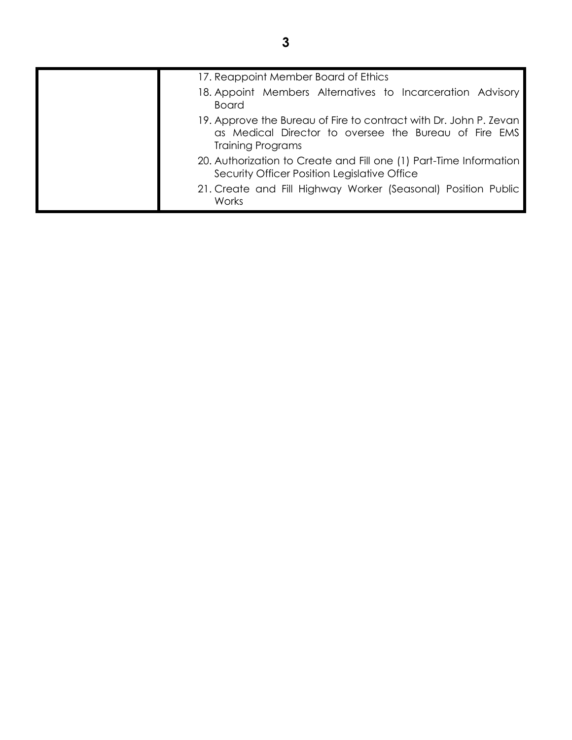| | |
|---|---|
| | 17. Reappoint Member Board of Ethics<br>18. Appoint Members Alternatives to Incarceration Advisory Board<br>19. Approve the Bureau of Fire to contract with Dr. John P. Zevan as Medical Director to oversee the Bureau of Fire EMS Training Programs<br>20. Authorization to Create and Fill one (1) Part-Time Information Security Officer Position Legislative Office<br>21. Create and Fill Highway Worker (Seasonal) Position Public Works |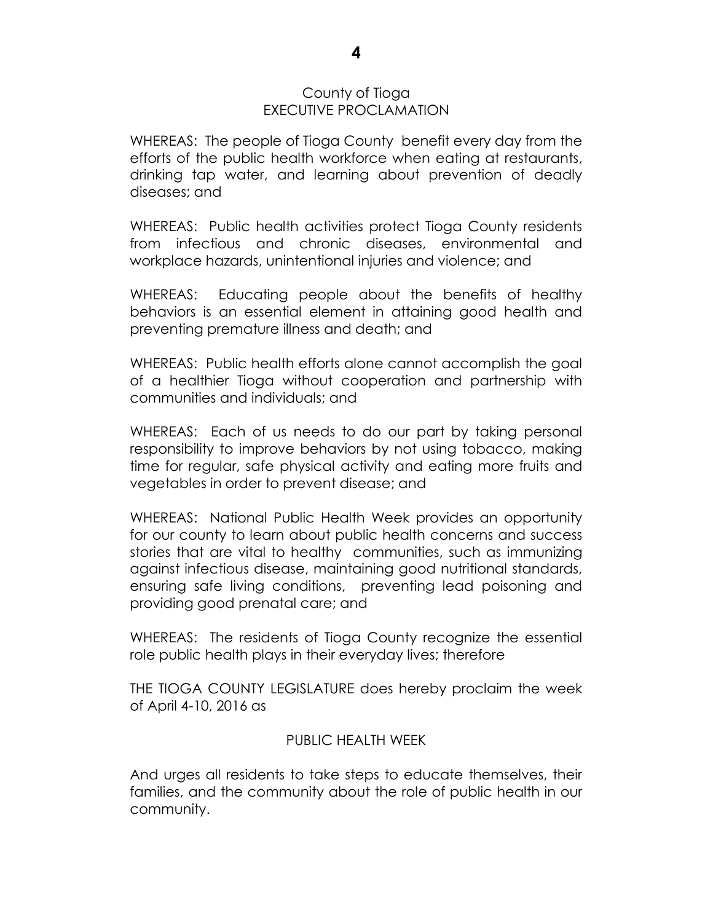County of Tioga
EXECUTIVE PROCLAMATION

WHEREAS: The people of Tioga County benefit every day from the efforts of the public health workforce when eating at restaurants, drinking tap water, and learning about prevention of deadly diseases; and

WHEREAS: Public health activities protect Tioga County residents from infectious and chronic diseases, environmental and workplace hazards, unintentional injuries and violence; and

WHEREAS: Educating people about the benefits of healthy behaviors is an essential element in attaining good health and preventing premature illness and death; and

WHEREAS: Public health efforts alone cannot accomplish the goal of a healthier Tioga without cooperation and partnership with communities and individuals; and

WHEREAS: Each of us needs to do our part by taking personal responsibility to improve behaviors by not using tobacco, making time for regular, safe physical activity and eating more fruits and vegetables in order to prevent disease; and

WHEREAS: National Public Health Week provides an opportunity for our county to learn about public health concerns and success stories that are vital to healthy communities, such as immunizing against infectious disease, maintaining good nutritional standards, ensuring safe living conditions, preventing lead poisoning and providing good prenatal care; and

WHEREAS: The residents of Tioga County recognize the essential role public health plays in their everyday lives; therefore

THE TIOGA COUNTY LEGISLATURE does hereby proclaim the week of April 4-10, 2016 as

PUBLIC HEALTH WEEK

And urges all residents to take steps to educate themselves, their families, and the community about the role of public health in our community.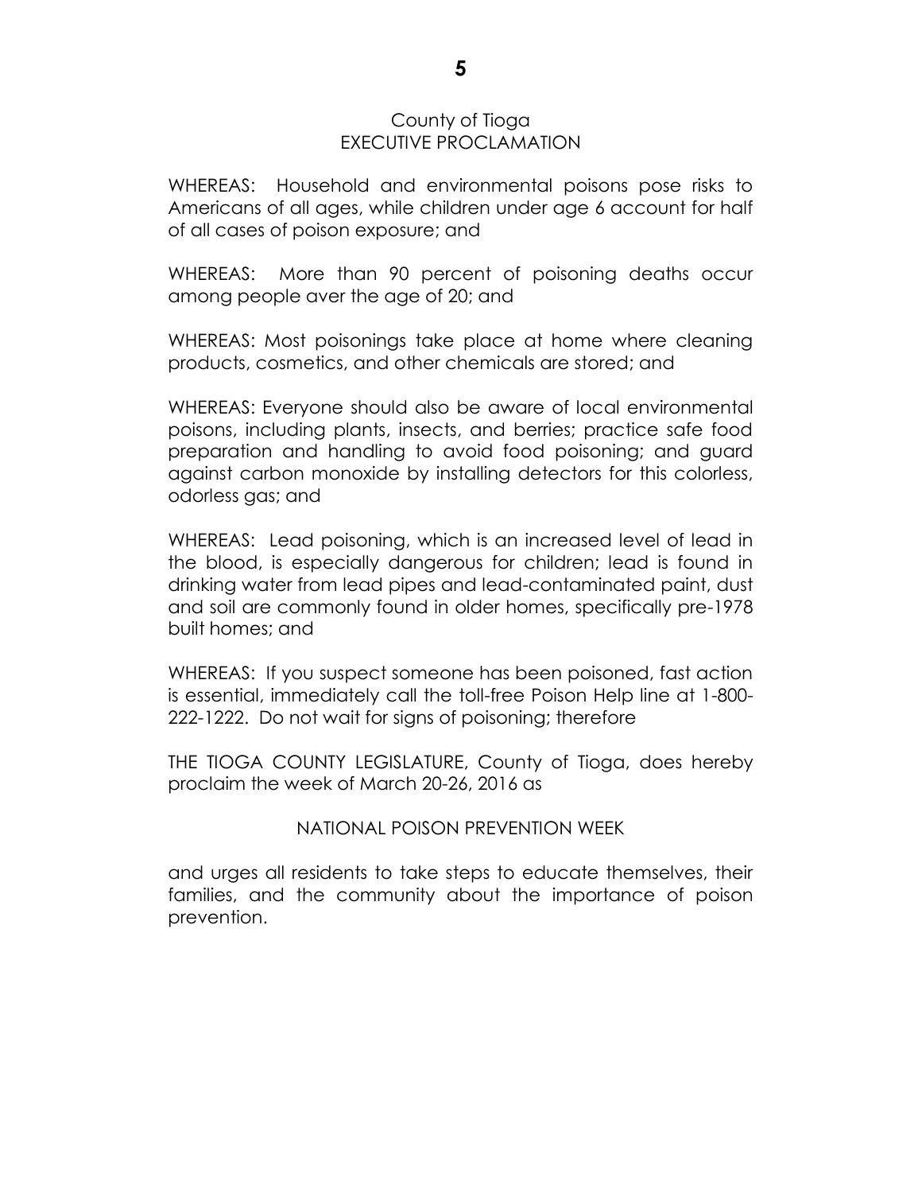County of Tioga
EXECUTIVE PROCLAMATION

WHEREAS: Household and environmental poisons pose risks to Americans of all ages, while children under age 6 account for half of all cases of poison exposure; and

WHEREAS: More than 90 percent of poisoning deaths occur among people aver the age of 20; and

WHEREAS: Most poisonings take place at home where cleaning products, cosmetics, and other chemicals are stored; and

WHEREAS: Everyone should also be aware of local environmental poisons, including plants, insects, and berries; practice safe food preparation and handling to avoid food poisoning; and guard against carbon monoxide by installing detectors for this colorless, odorless gas; and

WHEREAS: Lead poisoning, which is an increased level of lead in the blood, is especially dangerous for children; lead is found in drinking water from lead pipes and lead-contaminated paint, dust and soil are commonly found in older homes, specifically pre-1978 built homes; and

WHEREAS: If you suspect someone has been poisoned, fast action is essential, immediately call the toll-free Poison Help line at 1-800-222-1222. Do not wait for signs of poisoning; therefore

THE TIOGA COUNTY LEGISLATURE, County of Tioga, does hereby proclaim the week of March 20-26, 2016 as

NATIONAL POISON PREVENTION WEEK

and urges all residents to take steps to educate themselves, their families, and the community about the importance of poison prevention.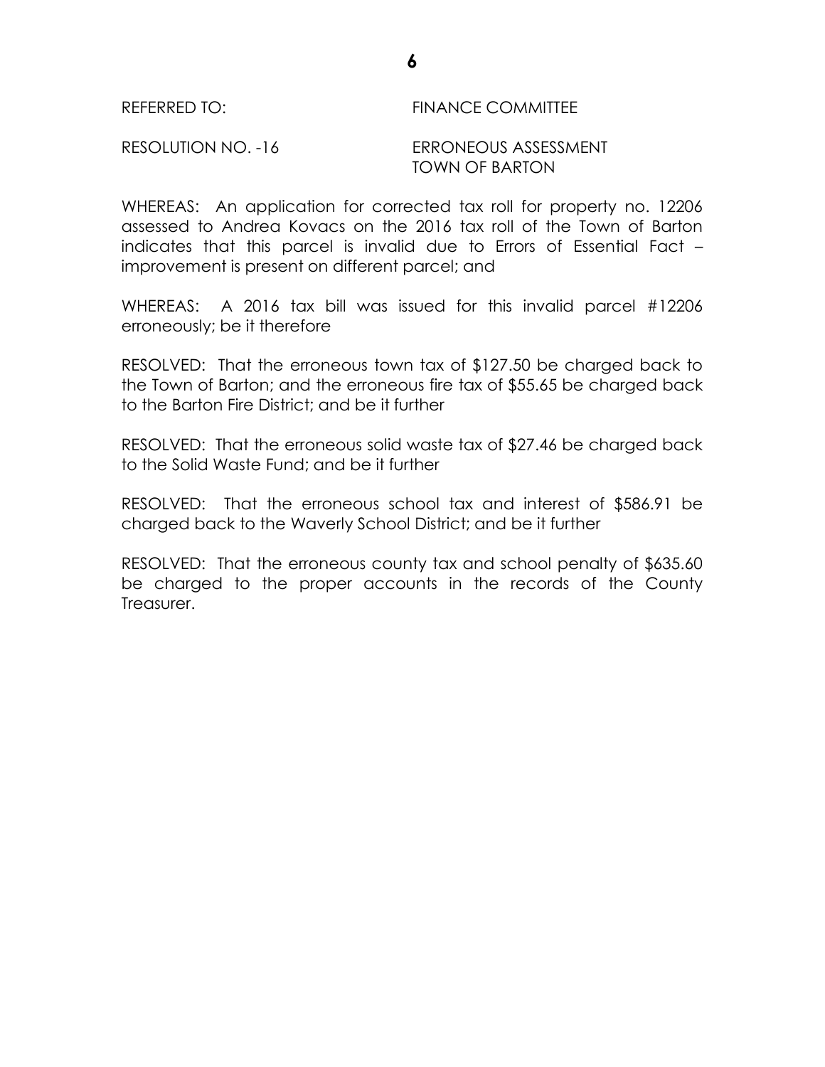REFERRED TO: FINANCE COMMITTEE

RESOLUTION NO. -16 ERRONEOUS ASSESSMENT
TOWN OF BARTON

WHEREAS: An application for corrected tax roll for property no. 12206 assessed to Andrea Kovacs on the 2016 tax roll of the Town of Barton indicates that this parcel is invalid due to Errors of Essential Fact – improvement is present on different parcel; and

WHEREAS: A 2016 tax bill was issued for this invalid parcel #12206 erroneously; be it therefore

RESOLVED: That the erroneous town tax of $127.50 be charged back to the Town of Barton; and the erroneous fire tax of $55.65 be charged back to the Barton Fire District; and be it further

RESOLVED: That the erroneous solid waste tax of $27.46 be charged back to the Solid Waste Fund; and be it further

RESOLVED: That the erroneous school tax and interest of $586.91 be charged back to the Waverly School District; and be it further

RESOLVED: That the erroneous county tax and school penalty of $635.60 be charged to the proper accounts in the records of the County Treasurer.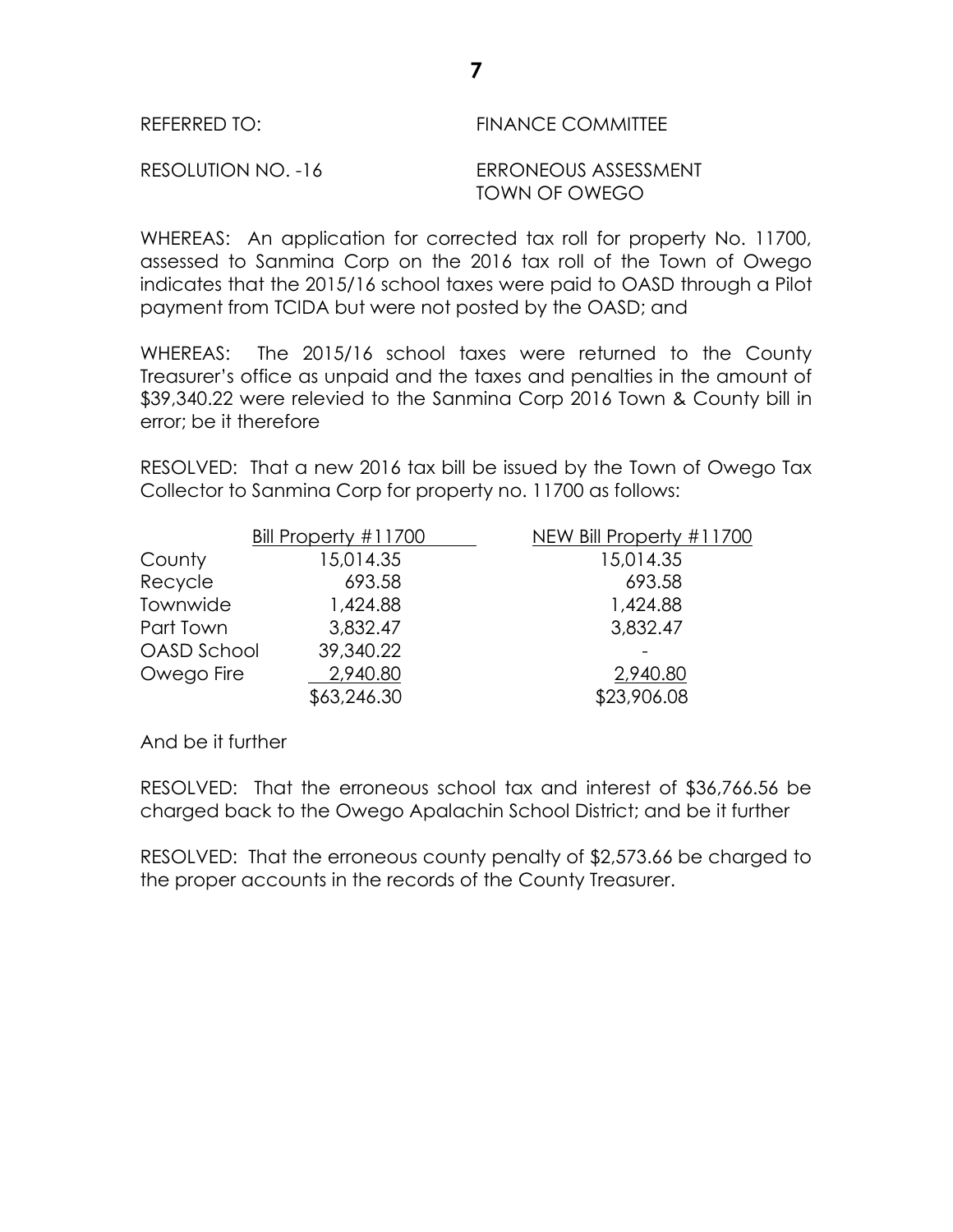REFERRED TO: FINANCE COMMITTEE

RESOLUTION NO. -16 ERRONEOUS ASSESSMENT
TOWN OF OWEGO

WHEREAS: An application for corrected tax roll for property No. 11700, assessed to Sanmina Corp on the 2016 tax roll of the Town of Owego indicates that the 2015/16 school taxes were paid to OASD through a Pilot payment from TCIDA but were not posted by the OASD; and

WHEREAS: The 2015/16 school taxes were returned to the County Treasurer's office as unpaid and the taxes and penalties in the amount of $39,340.22 were relevied to the Sanmina Corp 2016 Town & County bill in error; be it therefore

RESOLVED: That a new 2016 tax bill be issued by the Town of Owego Tax Collector to Sanmina Corp for property no. 11700 as follows:

| | Bill Property #11700 | NEW Bill Property #11700 |
|---|---|---|
| County | 15,014.35 | 15,014.35 |
| Recycle | 693.58 | 693.58 |
| Townwide | 1,424.88 | 1,424.88 |
| Part Town | 3,832.47 | 3,832.47 |
| OASD School | 39,340.22 | - |
| Owego Fire | 2,940.80 | 2,940.80 |
| | $63,246.30 | $23,906.08 |

And be it further

RESOLVED: That the erroneous school tax and interest of $36,766.56 be charged back to the Owego Apalachin School District; and be it further

RESOLVED: That the erroneous county penalty of $2,573.66 be charged to the proper accounts in the records of the County Treasurer.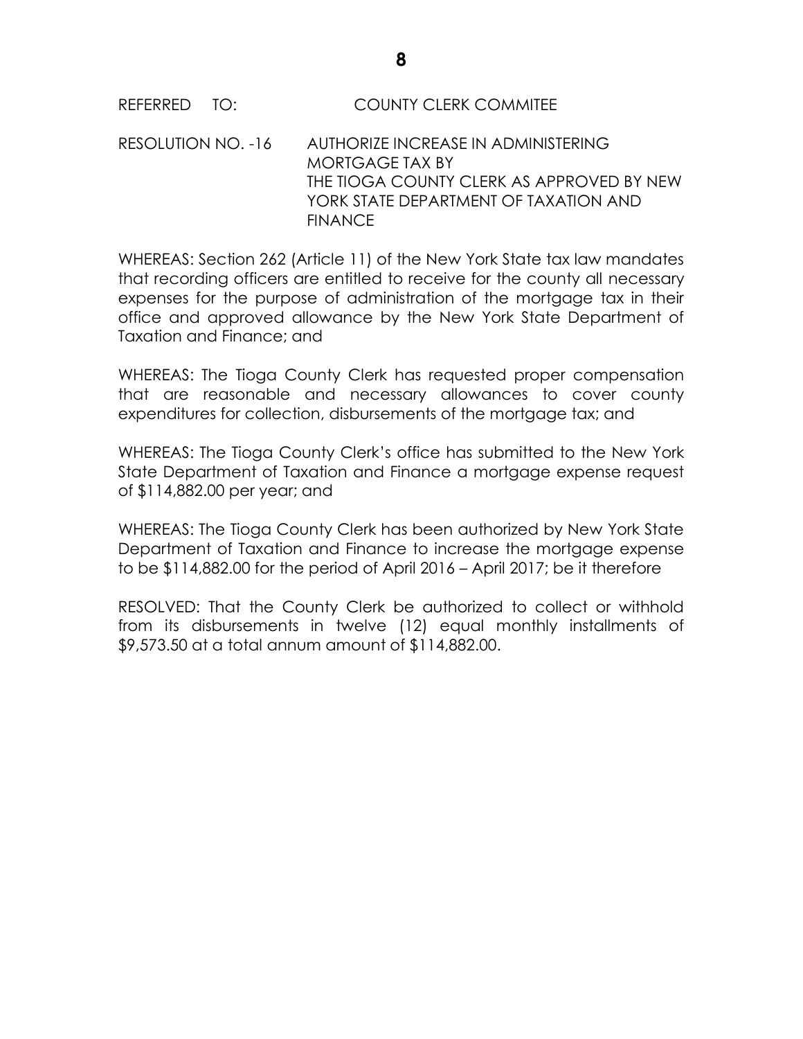REFERRED TO: COUNTY CLERK COMMITEE

RESOLUTION NO. -16 AUTHORIZE INCREASE IN ADMINISTERING MORTGAGE TAX BY THE TIOGA COUNTY CLERK AS APPROVED BY NEW YORK STATE DEPARTMENT OF TAXATION AND FINANCE

WHEREAS: Section 262 (Article 11) of the New York State tax law mandates that recording officers are entitled to receive for the county all necessary expenses for the purpose of administration of the mortgage tax in their office and approved allowance by the New York State Department of Taxation and Finance; and

WHEREAS: The Tioga County Clerk has requested proper compensation that are reasonable and necessary allowances to cover county expenditures for collection, disbursements of the mortgage tax; and

WHEREAS: The Tioga County Clerk's office has submitted to the New York State Department of Taxation and Finance a mortgage expense request of $114,882.00 per year; and

WHEREAS: The Tioga County Clerk has been authorized by New York State Department of Taxation and Finance to increase the mortgage expense to be $114,882.00 for the period of April 2016 – April 2017; be it therefore

RESOLVED: That the County Clerk be authorized to collect or withhold from its disbursements in twelve (12) equal monthly installments of $9,573.50 at a total annum amount of $114,882.00.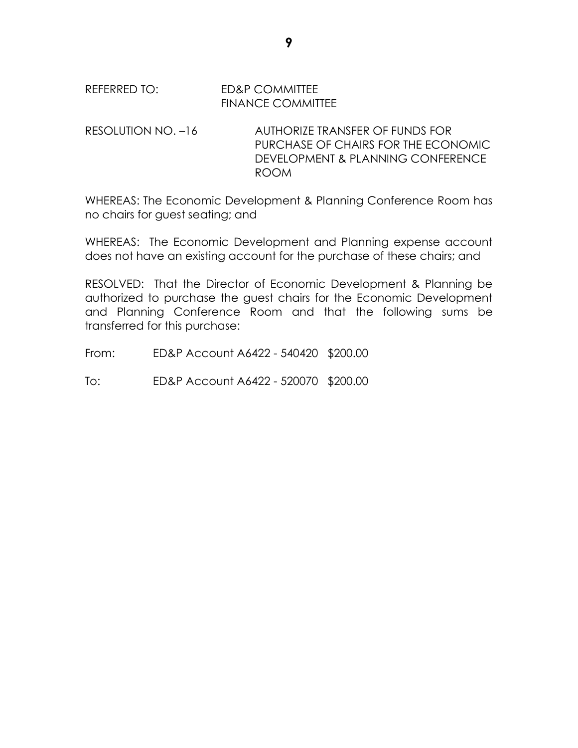REFERRED TO: ED&P COMMITTEE
FINANCE COMMITTEE

RESOLUTION NO. –16 AUTHORIZE TRANSFER OF FUNDS FOR PURCHASE OF CHAIRS FOR THE ECONOMIC DEVELOPMENT & PLANNING CONFERENCE ROOM

WHEREAS: The Economic Development & Planning Conference Room has no chairs for guest seating; and

WHEREAS: The Economic Development and Planning expense account does not have an existing account for the purchase of these chairs; and

RESOLVED: That the Director of Economic Development & Planning be authorized to purchase the guest chairs for the Economic Development and Planning Conference Room and that the following sums be transferred for this purchase:

From: ED&P Account A6422 - 540420 $200.00

To: ED&P Account A6422 - 520070 $200.00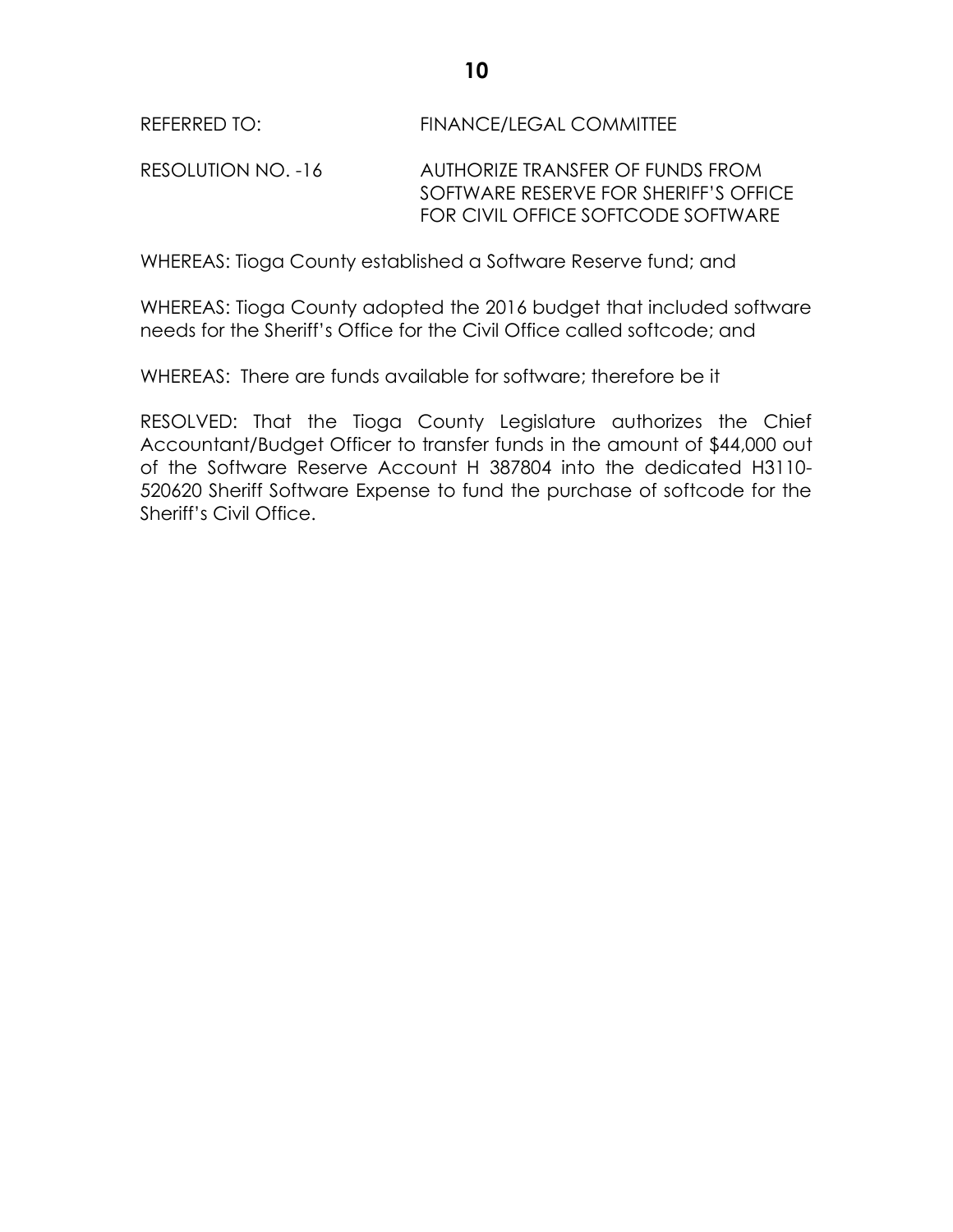REFERRED TO: FINANCE/LEGAL COMMITTEE

RESOLUTION NO. -16 AUTHORIZE TRANSFER OF FUNDS FROM SOFTWARE RESERVE FOR SHERIFF'S OFFICE FOR CIVIL OFFICE SOFTCODE SOFTWARE

WHEREAS: Tioga County established a Software Reserve fund; and

WHEREAS: Tioga County adopted the 2016 budget that included software needs for the Sheriff's Office for the Civil Office called softcode; and

WHEREAS: There are funds available for software; therefore be it

RESOLVED: That the Tioga County Legislature authorizes the Chief Accountant/Budget Officer to transfer funds in the amount of $44,000 out of the Software Reserve Account H 387804 into the dedicated H3110-520620 Sheriff Software Expense to fund the purchase of softcode for the Sheriff's Civil Office.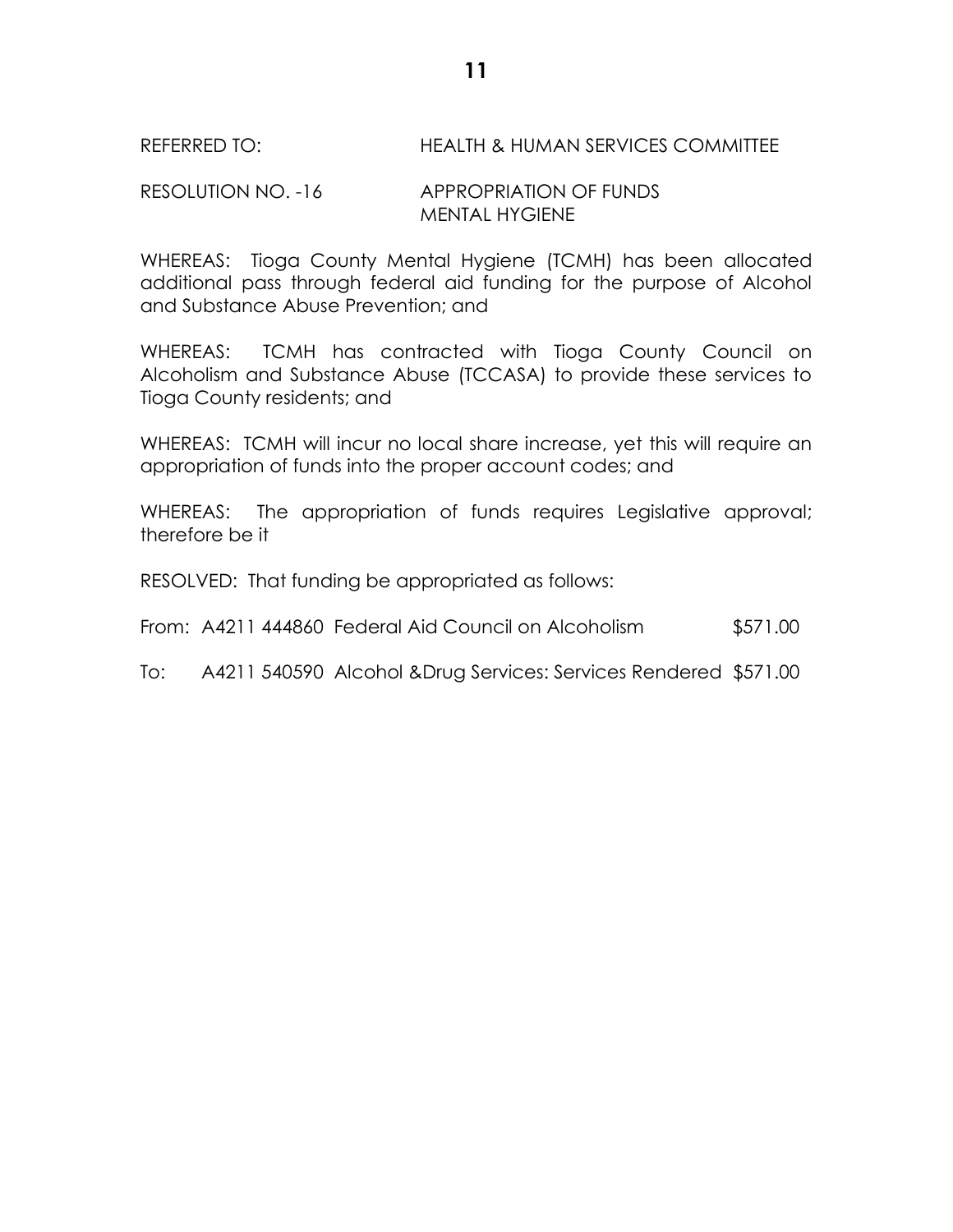REFERRED TO: HEALTH & HUMAN SERVICES COMMITTEE

RESOLUTION NO. -16 APPROPRIATION OF FUNDS
MENTAL HYGIENE

WHEREAS: Tioga County Mental Hygiene (TCMH) has been allocated additional pass through federal aid funding for the purpose of Alcohol and Substance Abuse Prevention; and

WHEREAS: TCMH has contracted with Tioga County Council on Alcoholism and Substance Abuse (TCCASA) to provide these services to Tioga County residents; and

WHEREAS: TCMH will incur no local share increase, yet this will require an appropriation of funds into the proper account codes; and

WHEREAS: The appropriation of funds requires Legislative approval; therefore be it

RESOLVED: That funding be appropriated as follows:

From: A4211 444860 Federal Aid Council on Alcoholism $571.00

To: A4211 540590 Alcohol &Drug Services: Services Rendered $571.00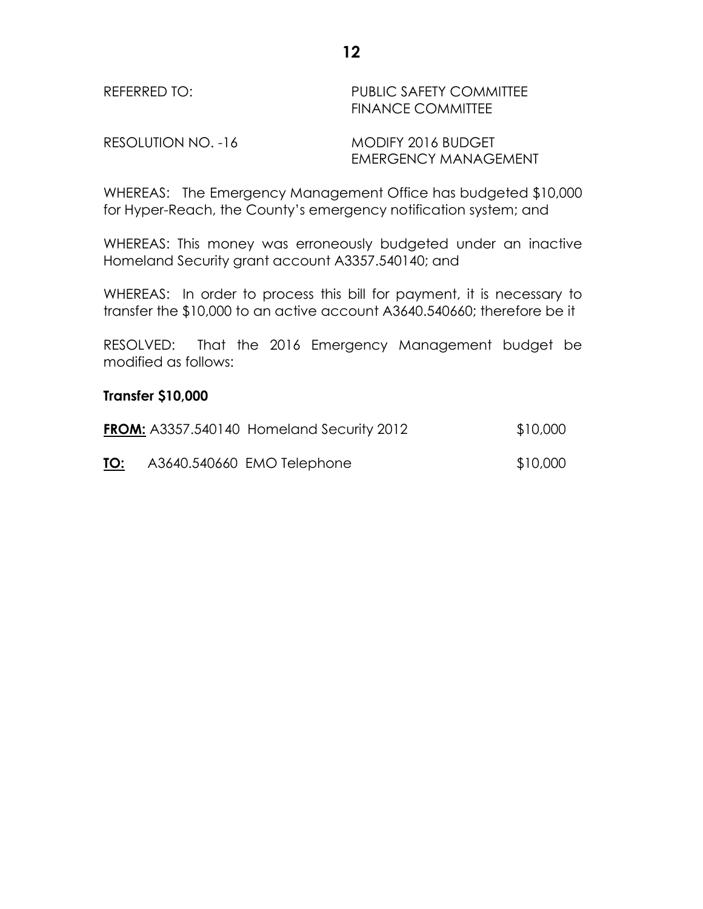REFERRED TO: PUBLIC SAFETY COMMITTEE
FINANCE COMMITTEE

RESOLUTION NO. -16 MODIFY 2016 BUDGET
EMERGENCY MANAGEMENT

WHEREAS: The Emergency Management Office has budgeted $10,000 for Hyper-Reach, the County's emergency notification system; and

WHEREAS: This money was erroneously budgeted under an inactive Homeland Security grant account A3357.540140; and

WHEREAS: In order to process this bill for payment, it is necessary to transfer the $10,000 to an active account A3640.540660; therefore be it

RESOLVED: That the 2016 Emergency Management budget be modified as follows:

**Transfer $10,000**

**FROM:** A3357.540140 Homeland Security 2012 $10,000

**TO:** A3640.540660 EMO Telephone $10,000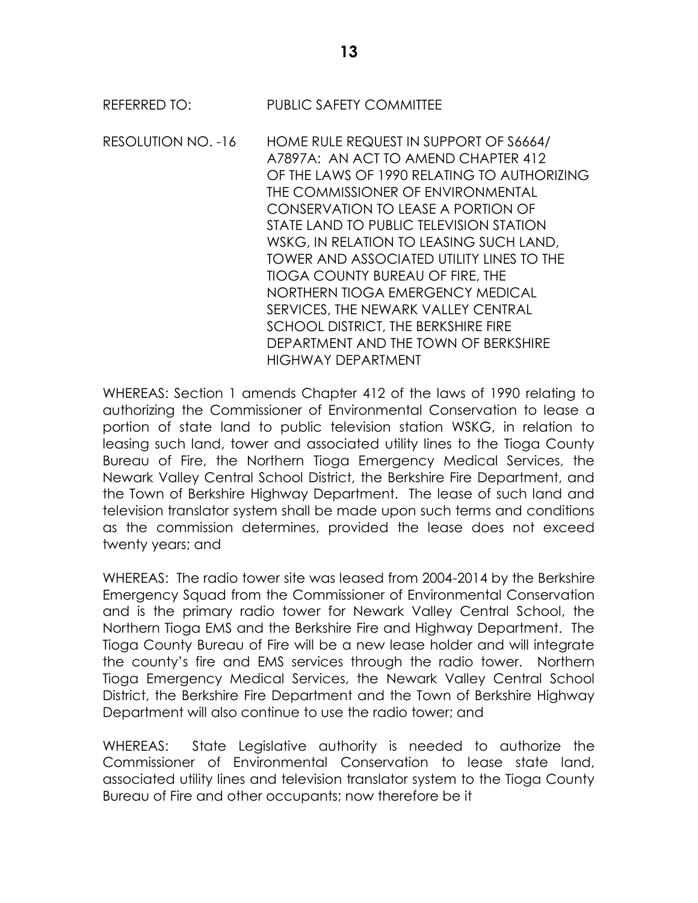REFERRED TO: PUBLIC SAFETY COMMITTEE

RESOLUTION NO. -16 HOME RULE REQUEST IN SUPPORT OF S6664/ A7897A: AN ACT TO AMEND CHAPTER 412 OF THE LAWS OF 1990 RELATING TO AUTHORIZING THE COMMISSIONER OF ENVIRONMENTAL CONSERVATION TO LEASE A PORTION OF STATE LAND TO PUBLIC TELEVISION STATION WSKG, IN RELATION TO LEASING SUCH LAND, TOWER AND ASSOCIATED UTILITY LINES TO THE TIOGA COUNTY BUREAU OF FIRE, THE NORTHERN TIOGA EMERGENCY MEDICAL SERVICES, THE NEWARK VALLEY CENTRAL SCHOOL DISTRICT, THE BERKSHIRE FIRE DEPARTMENT AND THE TOWN OF BERKSHIRE HIGHWAY DEPARTMENT

WHEREAS: Section 1 amends Chapter 412 of the laws of 1990 relating to authorizing the Commissioner of Environmental Conservation to lease a portion of state land to public television station WSKG, in relation to leasing such land, tower and associated utility lines to the Tioga County Bureau of Fire, the Northern Tioga Emergency Medical Services, the Newark Valley Central School District, the Berkshire Fire Department, and the Town of Berkshire Highway Department. The lease of such land and television translator system shall be made upon such terms and conditions as the commission determines, provided the lease does not exceed twenty years; and

WHEREAS: The radio tower site was leased from 2004-2014 by the Berkshire Emergency Squad from the Commissioner of Environmental Conservation and is the primary radio tower for Newark Valley Central School, the Northern Tioga EMS and the Berkshire Fire and Highway Department. The Tioga County Bureau of Fire will be a new lease holder and will integrate the county's fire and EMS services through the radio tower. Northern Tioga Emergency Medical Services, the Newark Valley Central School District, the Berkshire Fire Department and the Town of Berkshire Highway Department will also continue to use the radio tower; and

WHEREAS: State Legislative authority is needed to authorize the Commissioner of Environmental Conservation to lease state land, associated utility lines and television translator system to the Tioga County Bureau of Fire and other occupants; now therefore be it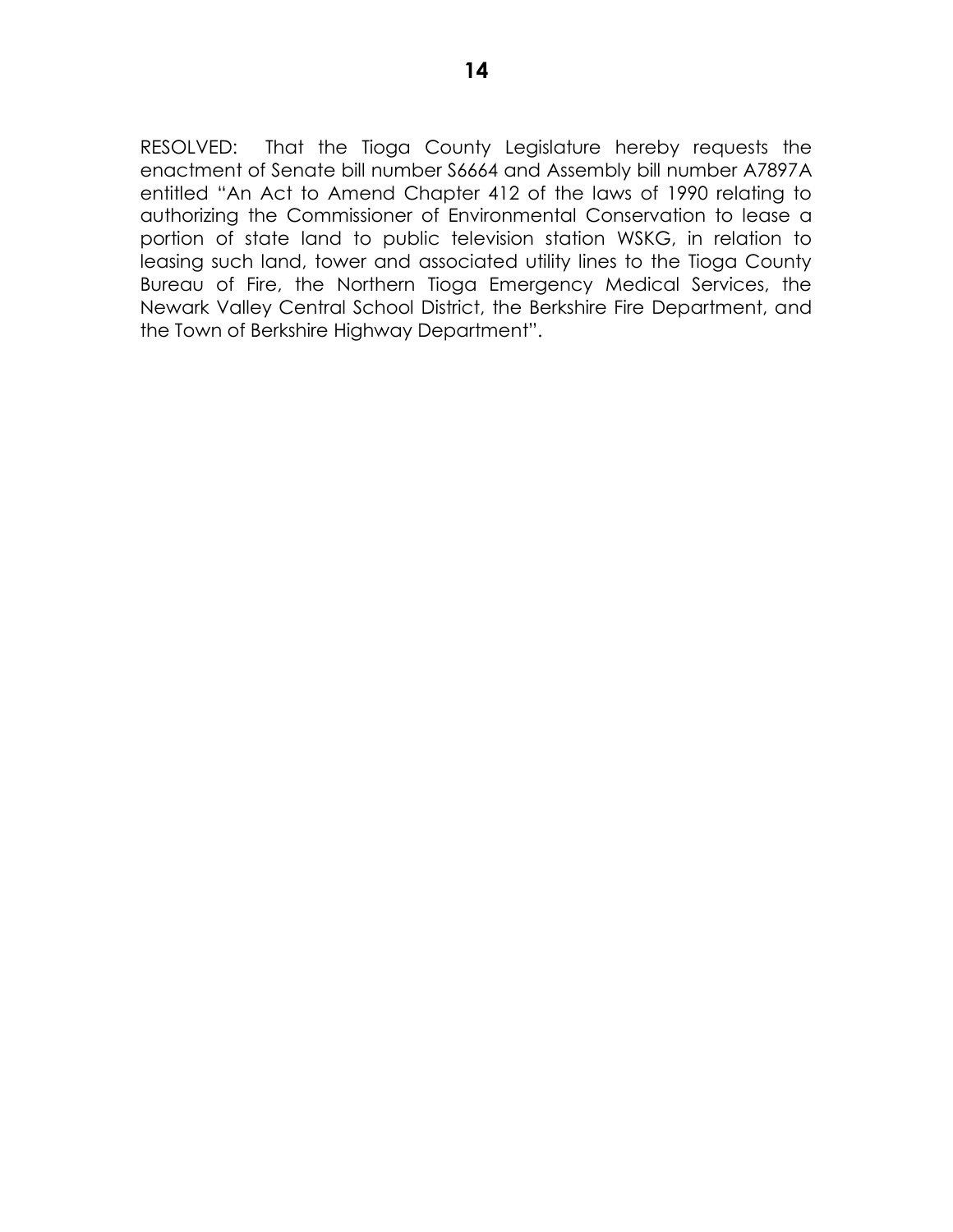RESOLVED: That the Tioga County Legislature hereby requests the enactment of Senate bill number S6664 and Assembly bill number A7897A entitled "An Act to Amend Chapter 412 of the laws of 1990 relating to authorizing the Commissioner of Environmental Conservation to lease a portion of state land to public television station WSKG, in relation to leasing such land, tower and associated utility lines to the Tioga County Bureau of Fire, the Northern Tioga Emergency Medical Services, the Newark Valley Central School District, the Berkshire Fire Department, and the Town of Berkshire Highway Department".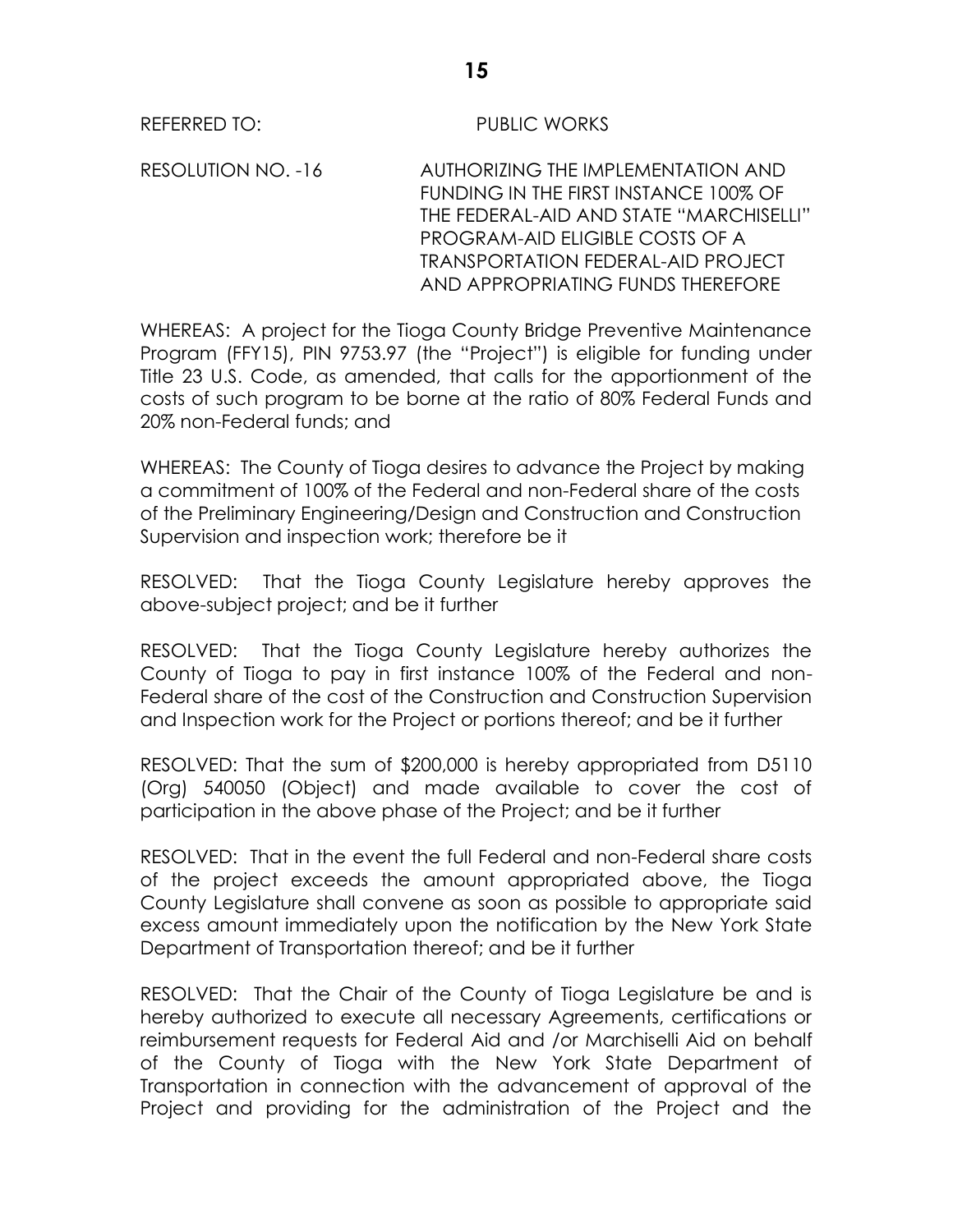REFERRED TO: PUBLIC WORKS

RESOLUTION NO. -16 AUTHORIZING THE IMPLEMENTATION AND FUNDING IN THE FIRST INSTANCE 100% OF THE FEDERAL-AID AND STATE "MARCHISELLI" PROGRAM-AID ELIGIBLE COSTS OF A TRANSPORTATION FEDERAL-AID PROJECT AND APPROPRIATING FUNDS THEREFORE

WHEREAS: A project for the Tioga County Bridge Preventive Maintenance Program (FFY15), PIN 9753.97 (the "Project") is eligible for funding under Title 23 U.S. Code, as amended, that calls for the apportionment of the costs of such program to be borne at the ratio of 80% Federal Funds and 20% non-Federal funds; and

WHEREAS: The County of Tioga desires to advance the Project by making a commitment of 100% of the Federal and non-Federal share of the costs of the Preliminary Engineering/Design and Construction and Construction Supervision and inspection work; therefore be it

RESOLVED: That the Tioga County Legislature hereby approves the above-subject project; and be it further

RESOLVED: That the Tioga County Legislature hereby authorizes the County of Tioga to pay in first instance 100% of the Federal and non-Federal share of the cost of the Construction and Construction Supervision and Inspection work for the Project or portions thereof; and be it further

RESOLVED: That the sum of $200,000 is hereby appropriated from D5110 (Org) 540050 (Object) and made available to cover the cost of participation in the above phase of the Project; and be it further

RESOLVED: That in the event the full Federal and non-Federal share costs of the project exceeds the amount appropriated above, the Tioga County Legislature shall convene as soon as possible to appropriate said excess amount immediately upon the notification by the New York State Department of Transportation thereof; and be it further

RESOLVED: That the Chair of the County of Tioga Legislature be and is hereby authorized to execute all necessary Agreements, certifications or reimbursement requests for Federal Aid and /or Marchiselli Aid on behalf of the County of Tioga with the New York State Department of Transportation in connection with the advancement of approval of the Project and providing for the administration of the Project and the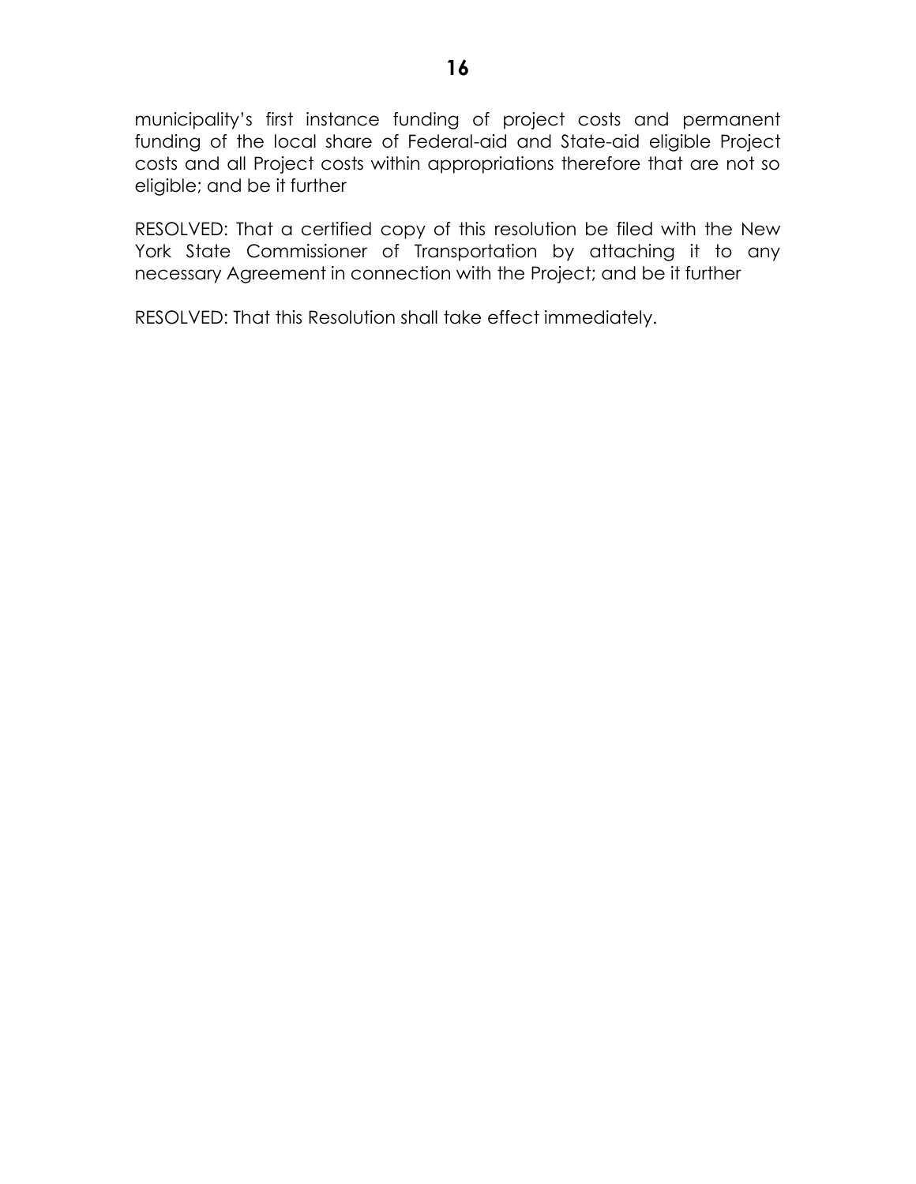municipality's first instance funding of project costs and permanent funding of the local share of Federal-aid and State-aid eligible Project costs and all Project costs within appropriations therefore that are not so eligible; and be it further

RESOLVED: That a certified copy of this resolution be filed with the New York State Commissioner of Transportation by attaching it to any necessary Agreement in connection with the Project; and be it further

RESOLVED: That this Resolution shall take effect immediately.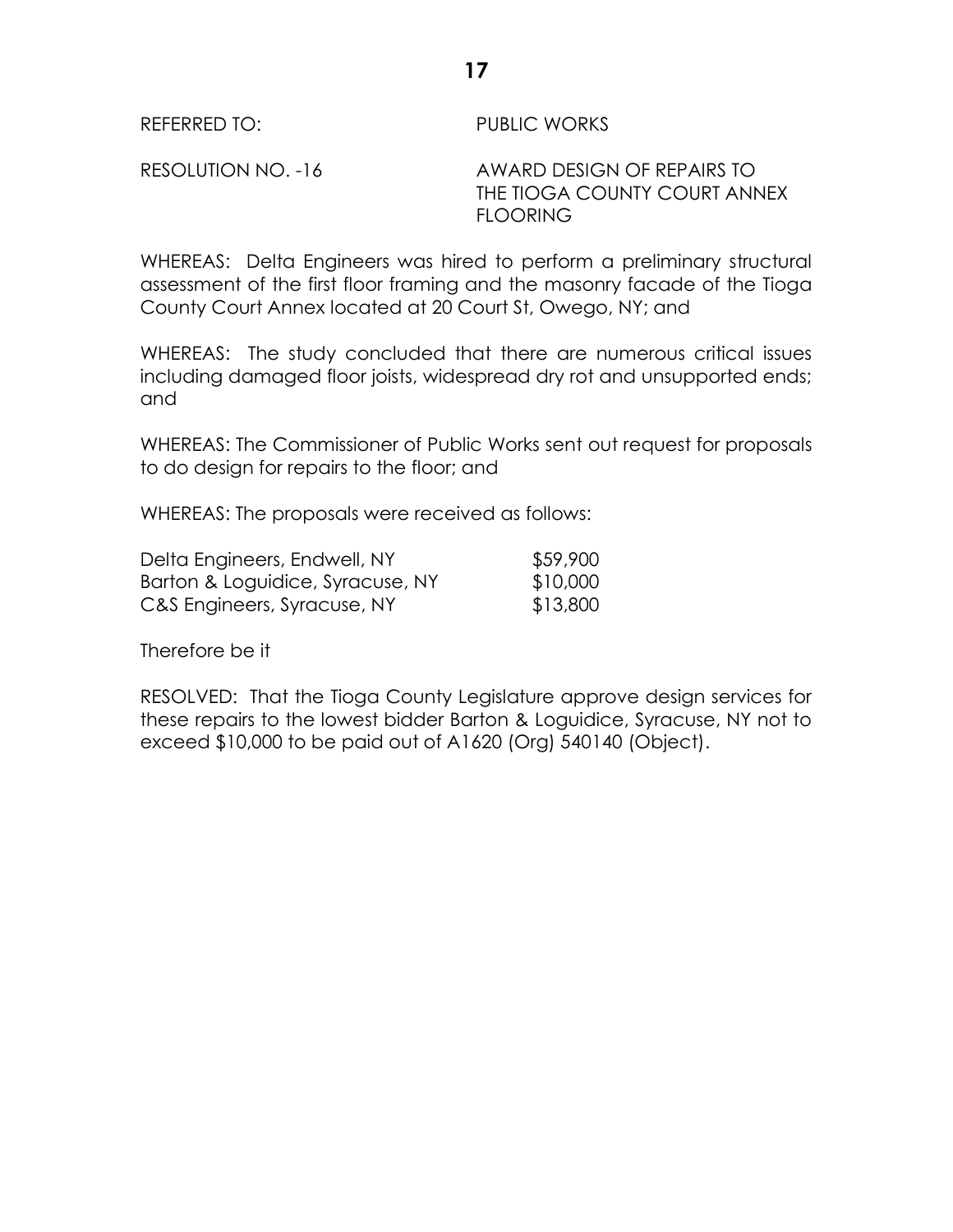REFERRED TO: PUBLIC WORKS

RESOLUTION NO. -16 AWARD DESIGN OF REPAIRS TO THE TIOGA COUNTY COURT ANNEX FLOORING

WHEREAS: Delta Engineers was hired to perform a preliminary structural assessment of the first floor framing and the masonry facade of the Tioga County Court Annex located at 20 Court St, Owego, NY; and

WHEREAS: The study concluded that there are numerous critical issues including damaged floor joists, widespread dry rot and unsupported ends; and

WHEREAS: The Commissioner of Public Works sent out request for proposals to do design for repairs to the floor; and

WHEREAS: The proposals were received as follows:

| | |
|---|---|
| Delta Engineers, Endwell, NY | $59,900 |
| Barton & Loguidice, Syracuse, NY | $10,000 |
| C&S Engineers, Syracuse, NY | $13,800 |

Therefore be it

RESOLVED: That the Tioga County Legislature approve design services for these repairs to the lowest bidder Barton & Loguidice, Syracuse, NY not to exceed $10,000 to be paid out of A1620 (Org) 540140 (Object).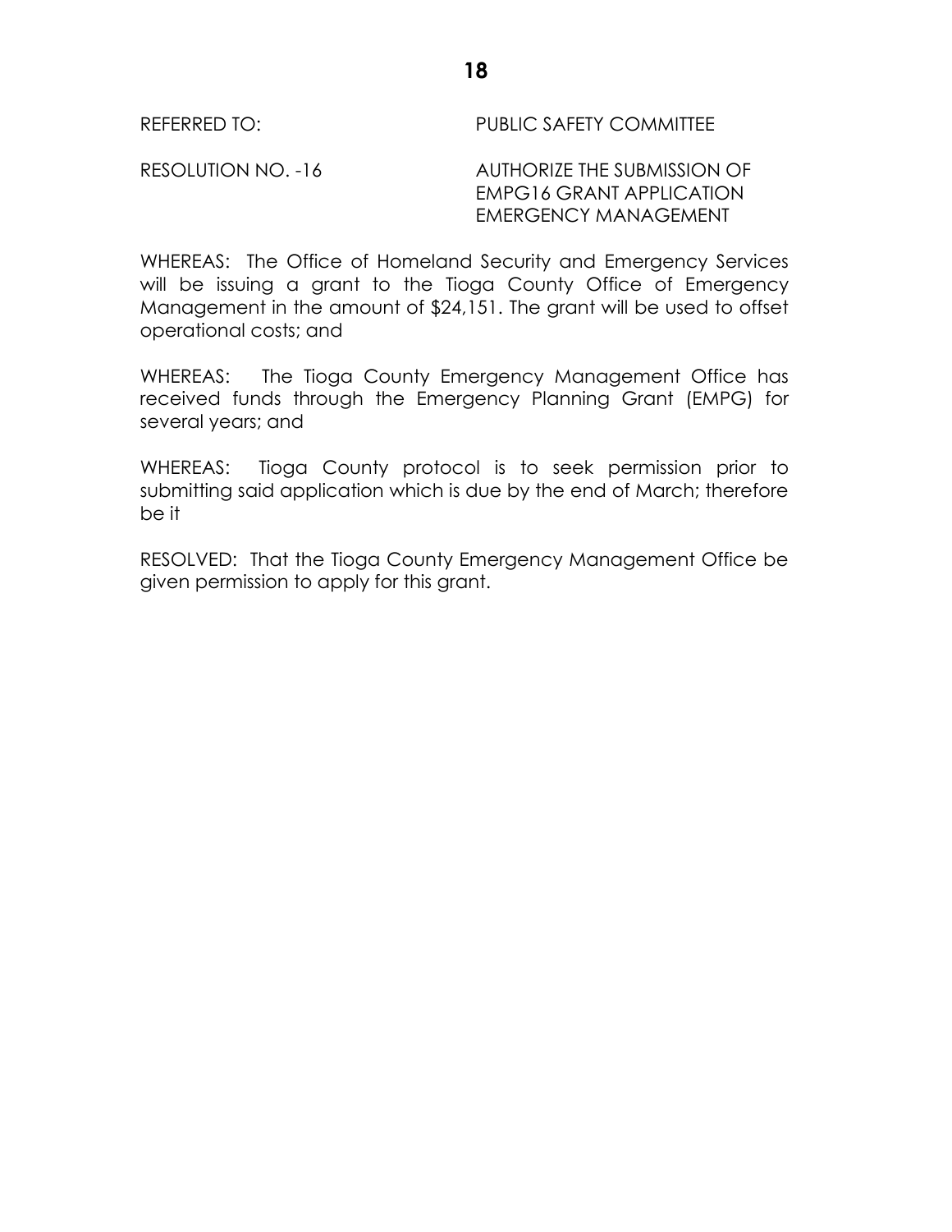REFERRED TO: PUBLIC SAFETY COMMITTEE

RESOLUTION NO. -16 AUTHORIZE THE SUBMISSION OF EMPG16 GRANT APPLICATION EMERGENCY MANAGEMENT

WHEREAS: The Office of Homeland Security and Emergency Services will be issuing a grant to the Tioga County Office of Emergency Management in the amount of $24,151. The grant will be used to offset operational costs; and

WHEREAS: The Tioga County Emergency Management Office has received funds through the Emergency Planning Grant (EMPG) for several years; and

WHEREAS: Tioga County protocol is to seek permission prior to submitting said application which is due by the end of March; therefore be it

RESOLVED: That the Tioga County Emergency Management Office be given permission to apply for this grant.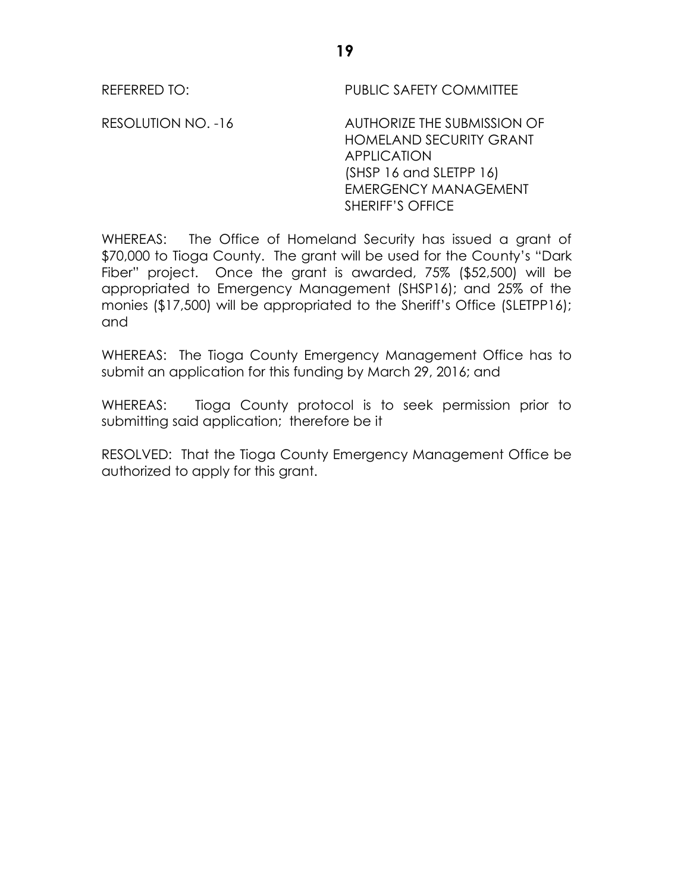REFERRED TO: PUBLIC SAFETY COMMITTEE

RESOLUTION NO. -16 AUTHORIZE THE SUBMISSION OF HOMELAND SECURITY GRANT APPLICATION (SHSP 16 and SLETPP 16) EMERGENCY MANAGEMENT SHERIFF'S OFFICE

WHEREAS: The Office of Homeland Security has issued a grant of $70,000 to Tioga County. The grant will be used for the County's "Dark Fiber" project. Once the grant is awarded, 75% ($52,500) will be appropriated to Emergency Management (SHSP16); and 25% of the monies ($17,500) will be appropriated to the Sheriff's Office (SLETPP16); and

WHEREAS: The Tioga County Emergency Management Office has to submit an application for this funding by March 29, 2016; and

WHEREAS: Tioga County protocol is to seek permission prior to submitting said application; therefore be it

RESOLVED: That the Tioga County Emergency Management Office be authorized to apply for this grant.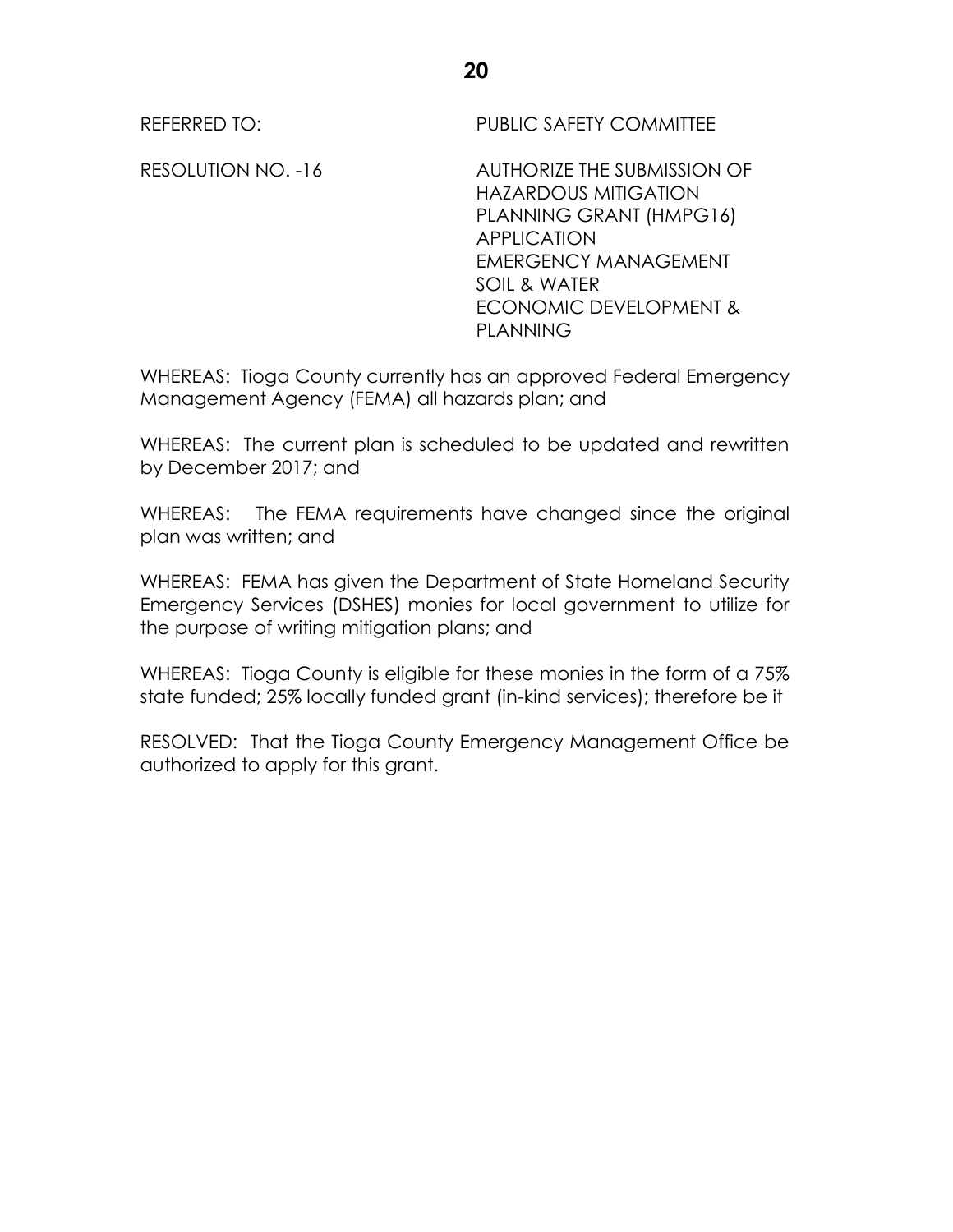REFERRED TO: PUBLIC SAFETY COMMITTEE

RESOLUTION NO. -16

AUTHORIZE THE SUBMISSION OF HAZARDOUS MITIGATION PLANNING GRANT (HMPG16) APPLICATION
EMERGENCY MANAGEMENT
SOIL & WATER
ECONOMIC DEVELOPMENT & PLANNING

WHEREAS: Tioga County currently has an approved Federal Emergency Management Agency (FEMA) all hazards plan; and

WHEREAS: The current plan is scheduled to be updated and rewritten by December 2017; and

WHEREAS: The FEMA requirements have changed since the original plan was written; and

WHEREAS: FEMA has given the Department of State Homeland Security Emergency Services (DSHES) monies for local government to utilize for the purpose of writing mitigation plans; and

WHEREAS: Tioga County is eligible for these monies in the form of a 75% state funded; 25% locally funded grant (in-kind services); therefore be it

RESOLVED: That the Tioga County Emergency Management Office be authorized to apply for this grant.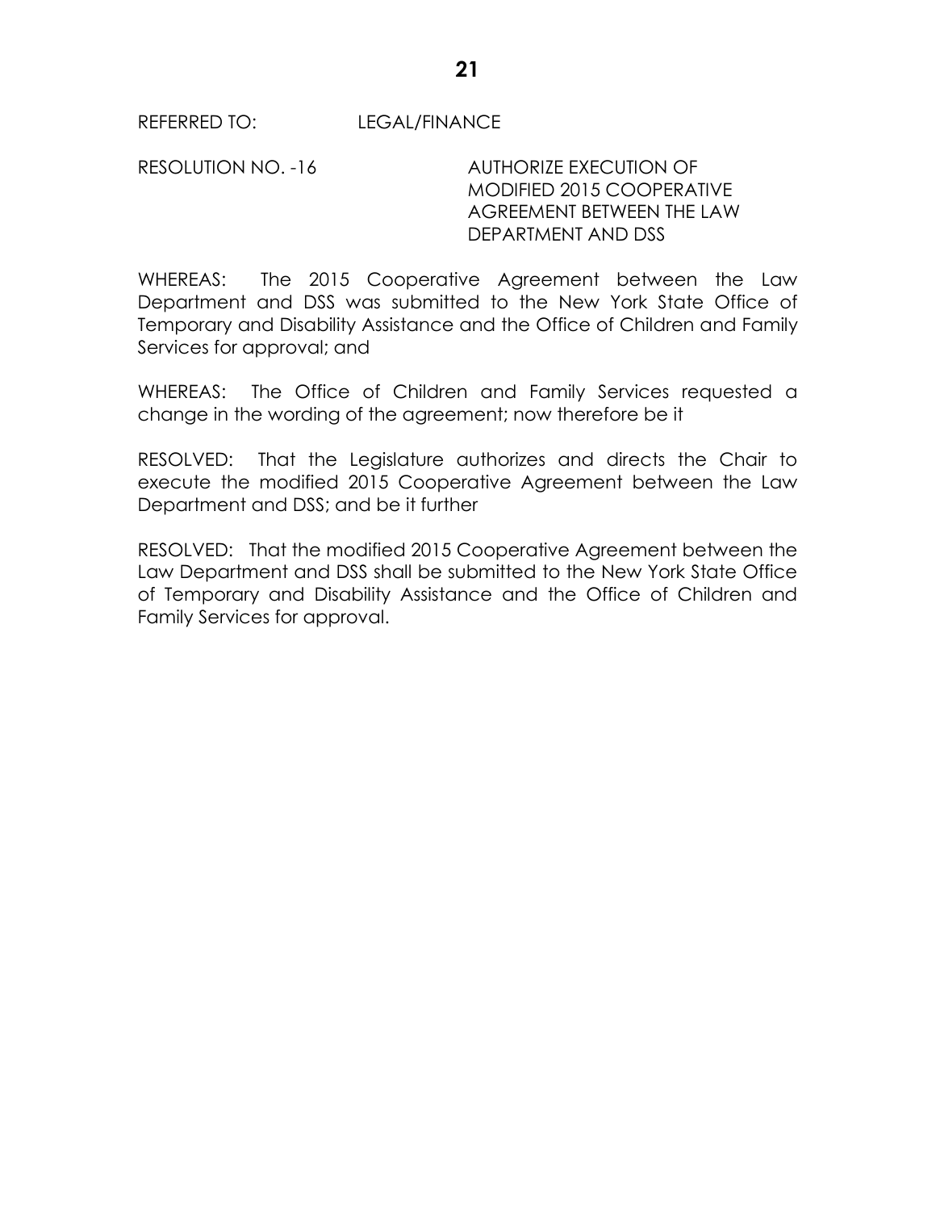REFERRED TO: LEGAL/FINANCE

RESOLUTION NO. -16 AUTHORIZE EXECUTION OF MODIFIED 2015 COOPERATIVE AGREEMENT BETWEEN THE LAW DEPARTMENT AND DSS

WHEREAS: The 2015 Cooperative Agreement between the Law Department and DSS was submitted to the New York State Office of Temporary and Disability Assistance and the Office of Children and Family Services for approval; and

WHEREAS: The Office of Children and Family Services requested a change in the wording of the agreement; now therefore be it

RESOLVED: That the Legislature authorizes and directs the Chair to execute the modified 2015 Cooperative Agreement between the Law Department and DSS; and be it further

RESOLVED: That the modified 2015 Cooperative Agreement between the Law Department and DSS shall be submitted to the New York State Office of Temporary and Disability Assistance and the Office of Children and Family Services for approval.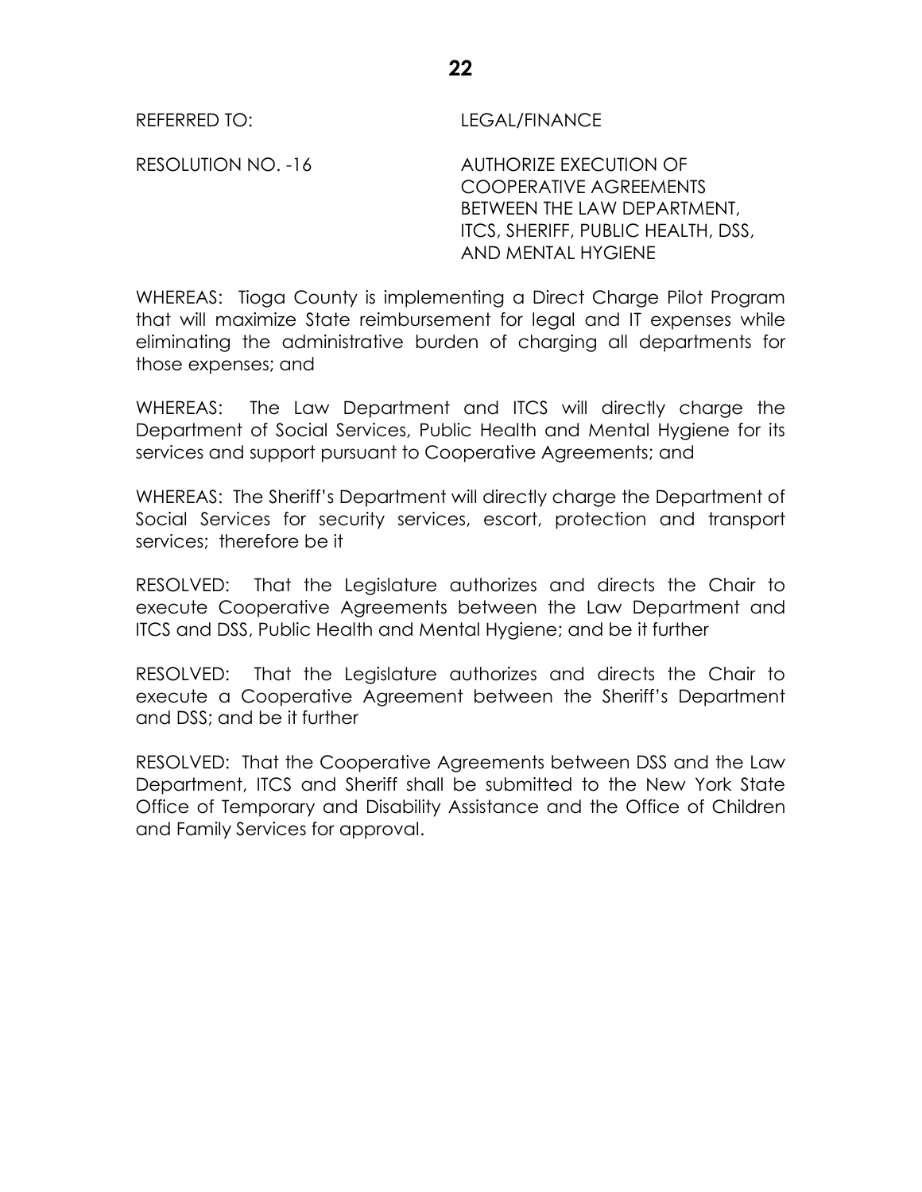REFERRED TO: LEGAL/FINANCE

RESOLUTION NO. -16 AUTHORIZE EXECUTION OF COOPERATIVE AGREEMENTS BETWEEN THE LAW DEPARTMENT, ITCS, SHERIFF, PUBLIC HEALTH, DSS, AND MENTAL HYGIENE

WHEREAS: Tioga County is implementing a Direct Charge Pilot Program that will maximize State reimbursement for legal and IT expenses while eliminating the administrative burden of charging all departments for those expenses; and

WHEREAS: The Law Department and ITCS will directly charge the Department of Social Services, Public Health and Mental Hygiene for its services and support pursuant to Cooperative Agreements; and

WHEREAS: The Sheriff's Department will directly charge the Department of Social Services for security services, escort, protection and transport services; therefore be it

RESOLVED: That the Legislature authorizes and directs the Chair to execute Cooperative Agreements between the Law Department and ITCS and DSS, Public Health and Mental Hygiene; and be it further

RESOLVED: That the Legislature authorizes and directs the Chair to execute a Cooperative Agreement between the Sheriff's Department and DSS; and be it further

RESOLVED: That the Cooperative Agreements between DSS and the Law Department, ITCS and Sheriff shall be submitted to the New York State Office of Temporary and Disability Assistance and the Office of Children and Family Services for approval.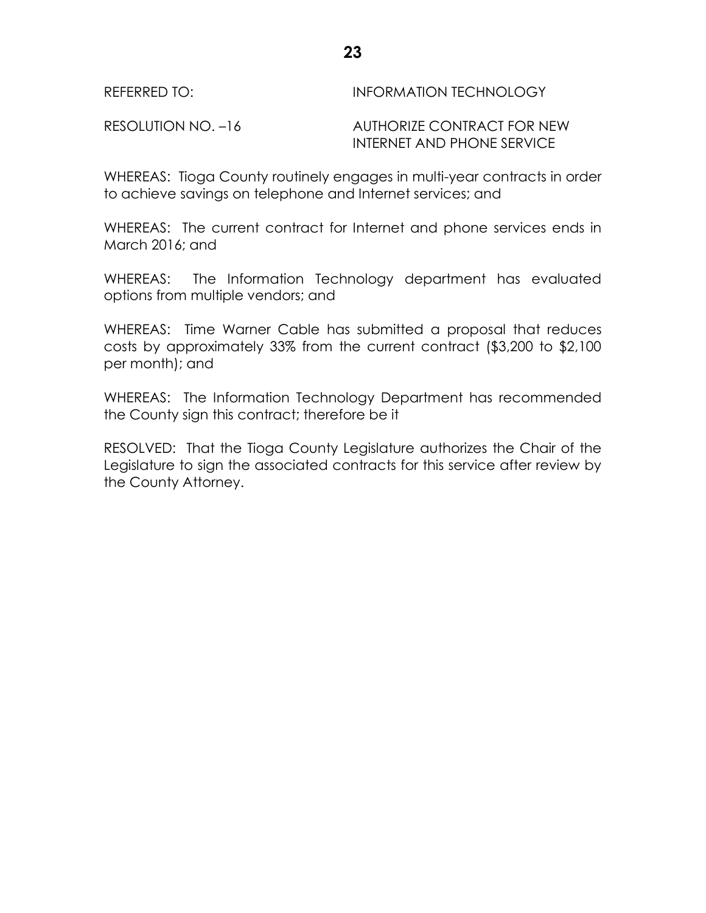REFERRED TO: INFORMATION TECHNOLOGY

RESOLUTION NO. –16 AUTHORIZE CONTRACT FOR NEW INTERNET AND PHONE SERVICE

WHEREAS: Tioga County routinely engages in multi-year contracts in order to achieve savings on telephone and Internet services; and

WHEREAS: The current contract for Internet and phone services ends in March 2016; and

WHEREAS: The Information Technology department has evaluated options from multiple vendors; and

WHEREAS: Time Warner Cable has submitted a proposal that reduces costs by approximately 33% from the current contract ($3,200 to $2,100 per month); and

WHEREAS: The Information Technology Department has recommended the County sign this contract; therefore be it

RESOLVED: That the Tioga County Legislature authorizes the Chair of the Legislature to sign the associated contracts for this service after review by the County Attorney.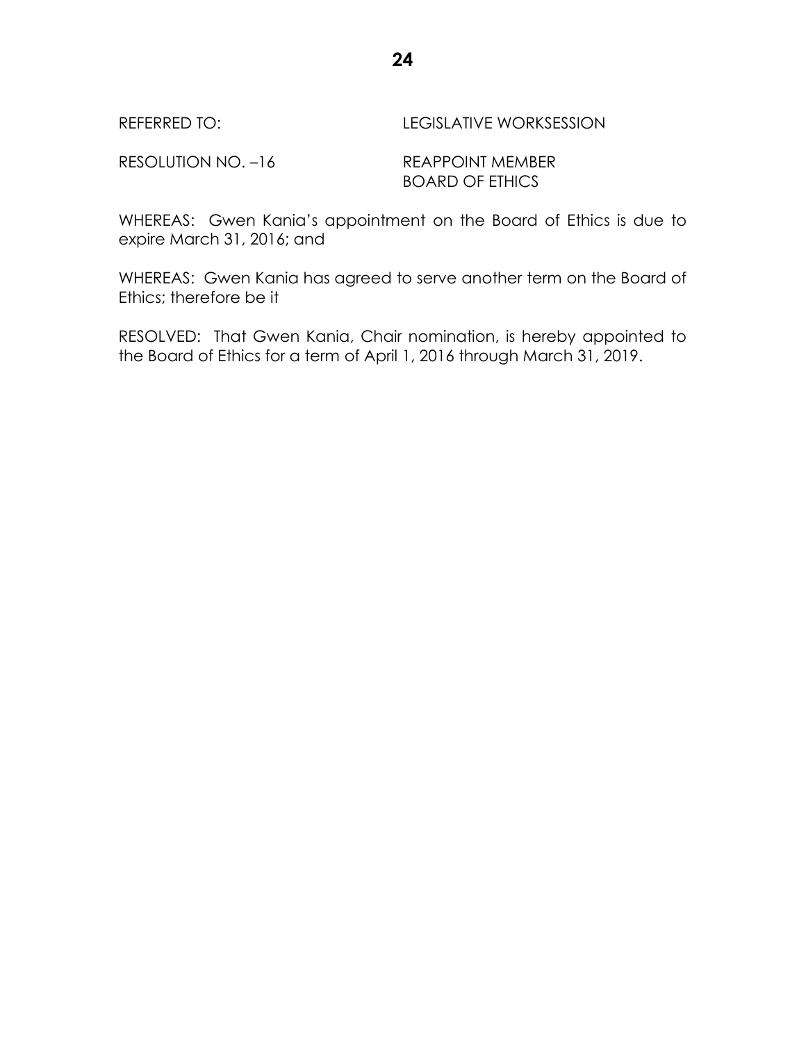REFERRED TO: LEGISLATIVE WORKSESSION

RESOLUTION NO. –16 REAPPOINT MEMBER
BOARD OF ETHICS

WHEREAS: Gwen Kania's appointment on the Board of Ethics is due to expire March 31, 2016; and

WHEREAS: Gwen Kania has agreed to serve another term on the Board of Ethics; therefore be it

RESOLVED: That Gwen Kania, Chair nomination, is hereby appointed to the Board of Ethics for a term of April 1, 2016 through March 31, 2019.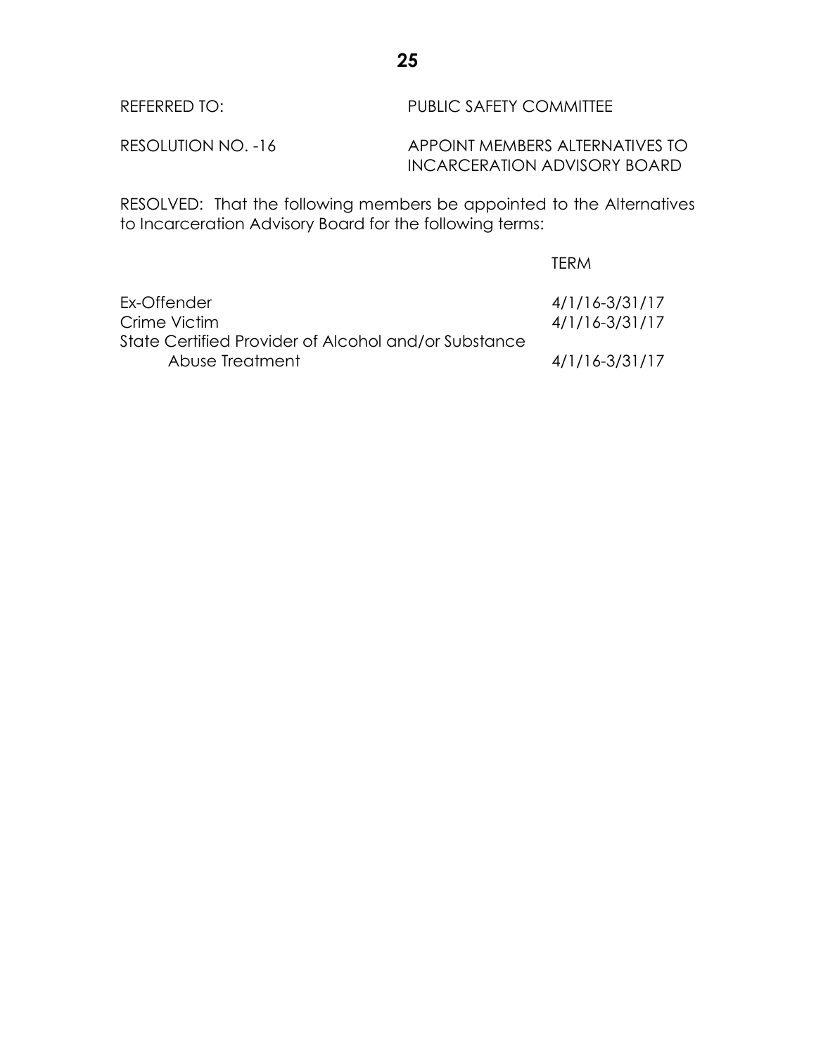REFERRED TO: PUBLIC SAFETY COMMITTEE

RESOLUTION NO. -16 APPOINT MEMBERS ALTERNATIVES TO INCARCERATION ADVISORY BOARD

RESOLVED: That the following members be appointed to the Alternatives to Incarceration Advisory Board for the following terms:

| | TERM |
|---|---|
| Ex-Offender | 4/1/16-3/31/17 |
| Crime Victim | 4/1/16-3/31/17 |
| State Certified Provider of Alcohol and/or Substance Abuse Treatment | 4/1/16-3/31/17 |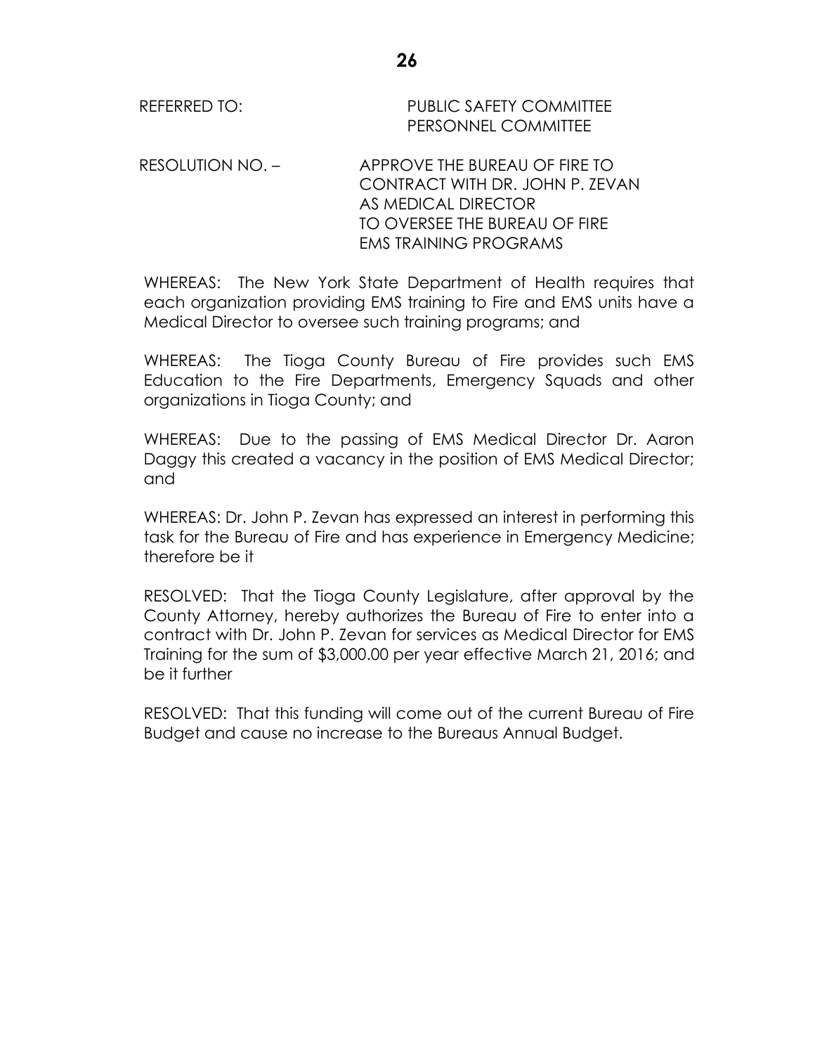REFERRED TO: PUBLIC SAFETY COMMITTEE
PERSONNEL COMMITTEE

RESOLUTION NO. – APPROVE THE BUREAU OF FIRE TO CONTRACT WITH DR. JOHN P. ZEVAN AS MEDICAL DIRECTOR TO OVERSEE THE BUREAU OF FIRE EMS TRAINING PROGRAMS

WHEREAS: The New York State Department of Health requires that each organization providing EMS training to Fire and EMS units have a Medical Director to oversee such training programs; and

WHEREAS: The Tioga County Bureau of Fire provides such EMS Education to the Fire Departments, Emergency Squads and other organizations in Tioga County; and

WHEREAS: Due to the passing of EMS Medical Director Dr. Aaron Daggy this created a vacancy in the position of EMS Medical Director; and

WHEREAS: Dr. John P. Zevan has expressed an interest in performing this task for the Bureau of Fire and has experience in Emergency Medicine; therefore be it

RESOLVED: That the Tioga County Legislature, after approval by the County Attorney, hereby authorizes the Bureau of Fire to enter into a contract with Dr. John P. Zevan for services as Medical Director for EMS Training for the sum of $3,000.00 per year effective March 21, 2016; and be it further

RESOLVED: That this funding will come out of the current Bureau of Fire Budget and cause no increase to the Bureaus Annual Budget.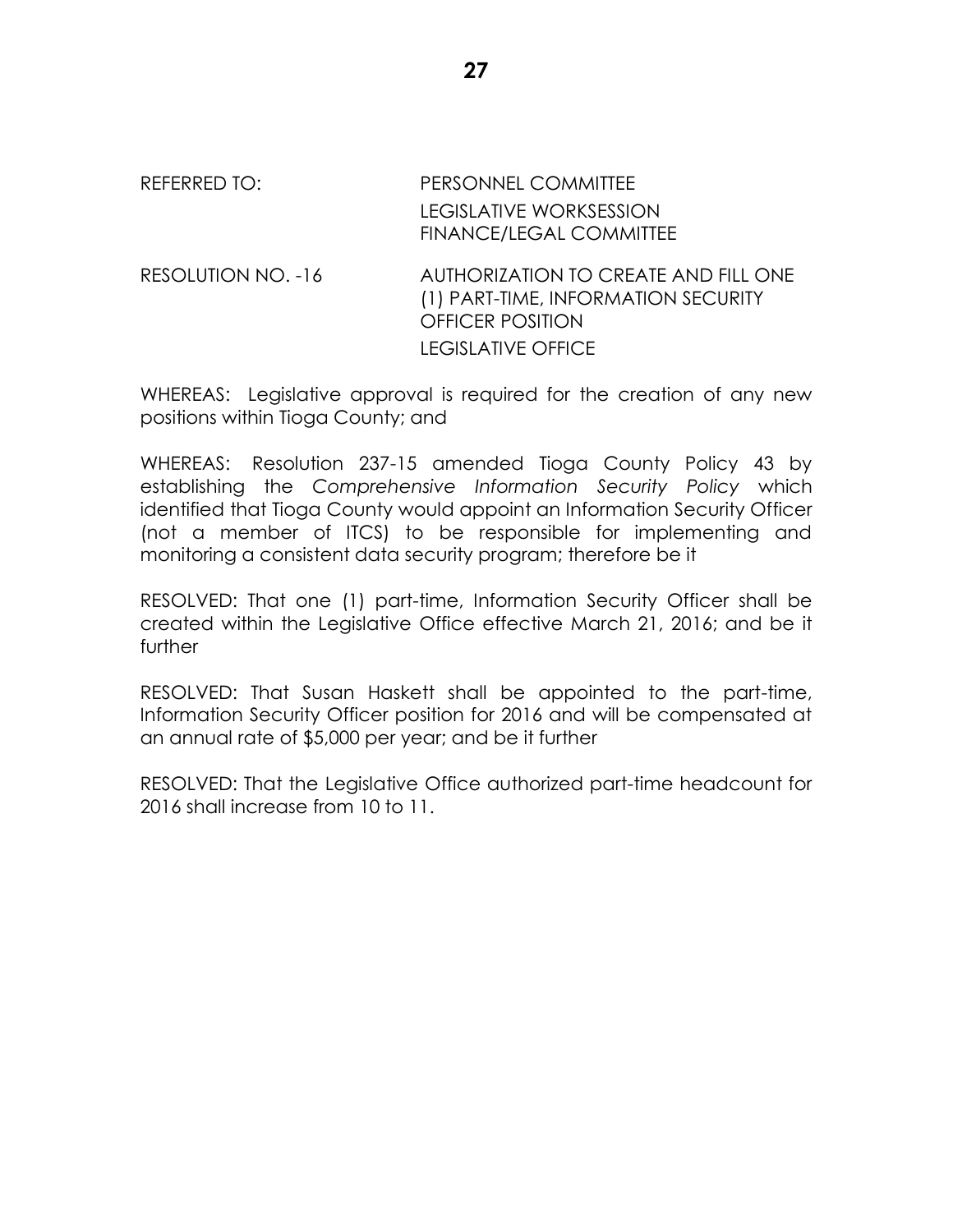REFERRED TO: PERSONNEL COMMITTEE
LEGISLATIVE WORKSESSION
FINANCE/LEGAL COMMITTEE

RESOLUTION NO. -16 AUTHORIZATION TO CREATE AND FILL ONE (1) PART-TIME, INFORMATION SECURITY OFFICER POSITION
LEGISLATIVE OFFICE

WHEREAS: Legislative approval is required for the creation of any new positions within Tioga County; and

WHEREAS: Resolution 237-15 amended Tioga County Policy 43 by establishing the *Comprehensive Information Security Policy* which identified that Tioga County would appoint an Information Security Officer (not a member of ITCS) to be responsible for implementing and monitoring a consistent data security program; therefore be it

RESOLVED: That one (1) part-time, Information Security Officer shall be created within the Legislative Office effective March 21, 2016; and be it further

RESOLVED: That Susan Haskett shall be appointed to the part-time, Information Security Officer position for 2016 and will be compensated at an annual rate of $5,000 per year; and be it further

RESOLVED: That the Legislative Office authorized part-time headcount for 2016 shall increase from 10 to 11.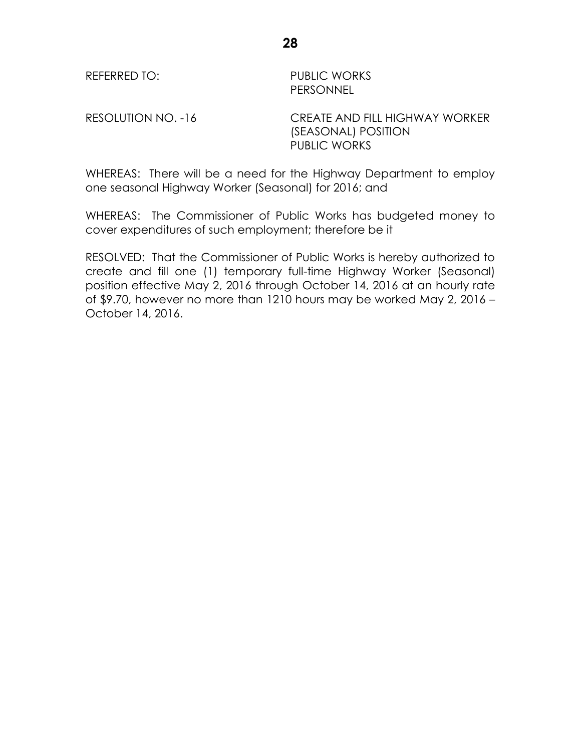REFERRED TO: PUBLIC WORKS
PERSONNEL

RESOLUTION NO. -16 CREATE AND FILL HIGHWAY WORKER (SEASONAL) POSITION PUBLIC WORKS

WHEREAS: There will be a need for the Highway Department to employ one seasonal Highway Worker (Seasonal) for 2016; and

WHEREAS: The Commissioner of Public Works has budgeted money to cover expenditures of such employment; therefore be it

RESOLVED: That the Commissioner of Public Works is hereby authorized to create and fill one (1) temporary full-time Highway Worker (Seasonal) position effective May 2, 2016 through October 14, 2016 at an hourly rate of $9.70, however no more than 1210 hours may be worked May 2, 2016 – October 14, 2016.